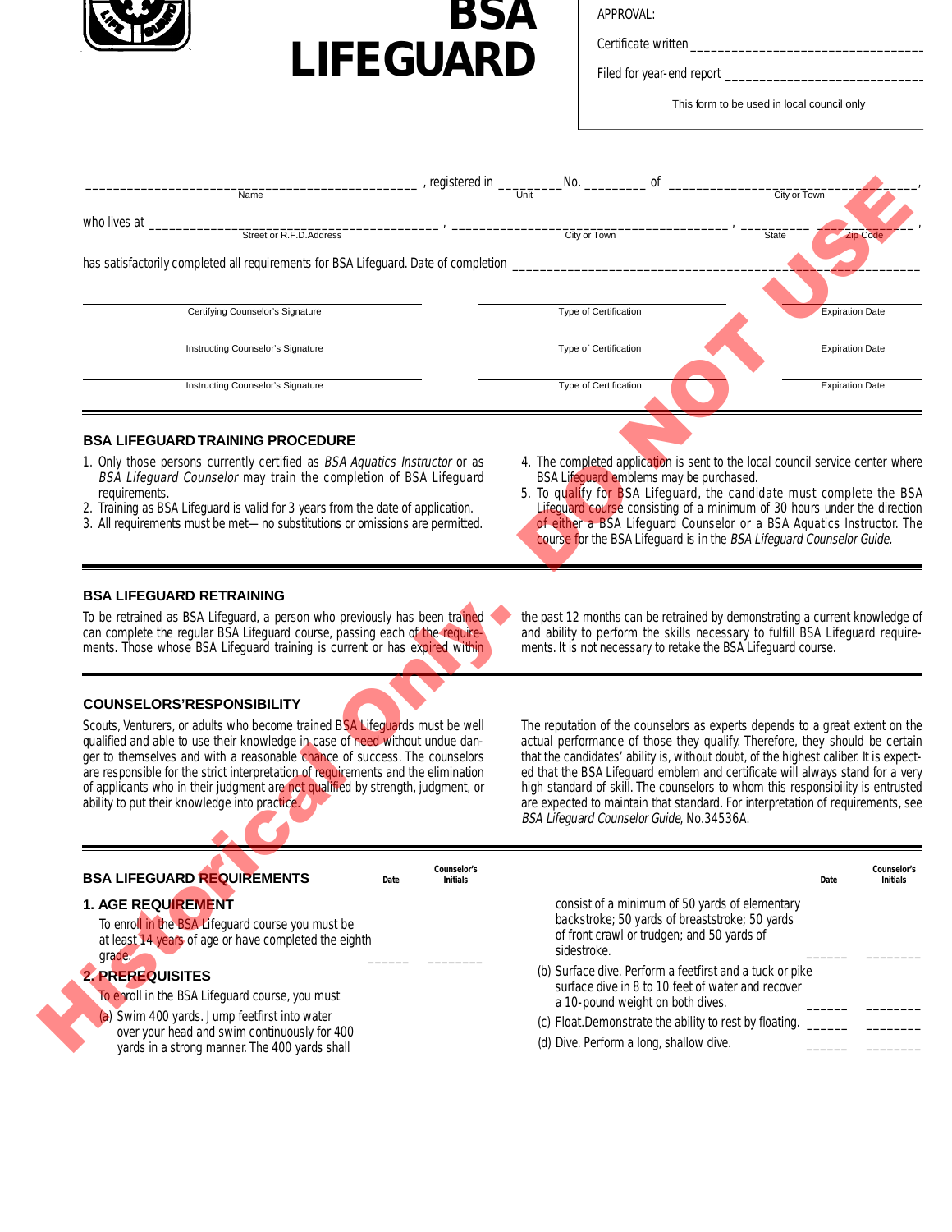# BSA LIFEGUARD

APPROVAL:

Certificate written ______________________________

Filed for year-end report ______________________________

This form to be used in local council only

Historical Only. DO NOT USE

______________________________ , registered in _________ No. _________ of ______________________________,
Name / Unit / City or Town

who lives at ______________________________ , ______________________________ , _________ _________ ,
Street or R.F.D. Address / City or Town / State / Zip Code

has satisfactorily completed all requirements for BSA Lifeguard. Date of completion ______________________________

| Certifying Counselor's Signature | Type of Certification | Expiration Date |
|---|---|---|
| Instructing Counselor's Signature | Type of Certification | Expiration Date |
| Instructing Counselor's Signature | Type of Certification | Expiration Date |

## BSA LIFEGUARD TRAINING PROCEDURE

1. Only those persons currently certified as *BSA Aquatics Instructor* or as *BSA Lifeguard Counselor* may train the completion of BSA Lifeguard requirements.
2. Training as BSA Lifeguard is valid for 3 years from the date of application.
3. All requirements must be met— no substitutions or omissions are permitted.
4. The completed application is sent to the local council service center where BSA Lifeguard emblems may be purchased.
5. To qualify for BSA Lifeguard, the candidate must complete the BSA Lifeguard course consisting of a minimum of 30 hours under the direction of either a BSA Lifeguard Counselor or a BSA Aquatics Instructor. The course for the BSA Lifeguard is in the *BSA Lifeguard Counselor Guide.*

## BSA LIFEGUARD RETRAINING

To be retrained as BSA Lifeguard, a person who previously has been trained can complete the regular BSA Lifeguard course, passing each of the requirements. Those whose BSA Lifeguard training is current or has expired within the past 12 months can be retrained by demonstrating a current knowledge of and ability to perform the skills necessary to fulfill BSA Lifeguard requirements. It is not necessary to retake the BSA Lifeguard course.

## COUNSELORS'RESPONSIBILITY

Scouts, Venturers, or adults who become trained BSA Lifeguards must be well qualified and able to use their knowledge in case of need without undue danger to themselves and with a reasonable chance of success. The counselors are responsible for the strict interpretation of requirements and the elimination of applicants who in their judgment are not qualified by strength, judgment, or ability to put their knowledge into practice.

The reputation of the counselors as experts depends to a great extent on the actual performance of those they qualify. Therefore, they should be certain that the candidates' ability is, without doubt, of the highest caliber. It is expected that the BSA Lifeguard emblem and certificate will always stand for a very high standard of skill. The counselors to whom this responsibility is entrusted are expected to maintain that standard. For interpretation of requirements, see *BSA Lifeguard Counselor Guide*, No.34536A.

## BSA LIFEGUARD REQUIREMENTS

| | Date | Counselor's Initials |
|---|---|---|
| **1. AGE REQUIREMENT**<br>To enroll in the BSA Lifeguard course you must be at least 14 years of age or have completed the eighth grade. | ______ | ________ |
| **2. PREREQUISITES**<br>To enroll in the BSA Lifeguard course, you must | | |
| (a) Swim 400 yards. Jump feetfirst into water over your head and swim continuously for 400 yards in a strong manner. The 400 yards shall consist of a minimum of 50 yards of elementary backstroke; 50 yards of breaststroke; 50 yards of front crawl or trudgen; and 50 yards of sidestroke. | ______ | ________ |
| (b) Surface dive. Perform a feetfirst and a tuck or pike surface dive in 8 to 10 feet of water and recover a 10-pound weight on both dives. | ______ | ________ |
| (c) Float.Demonstrate the ability to rest by floating. | ______ | ________ |
| (d) Dive. Perform a long, shallow dive. | ______ | ________ |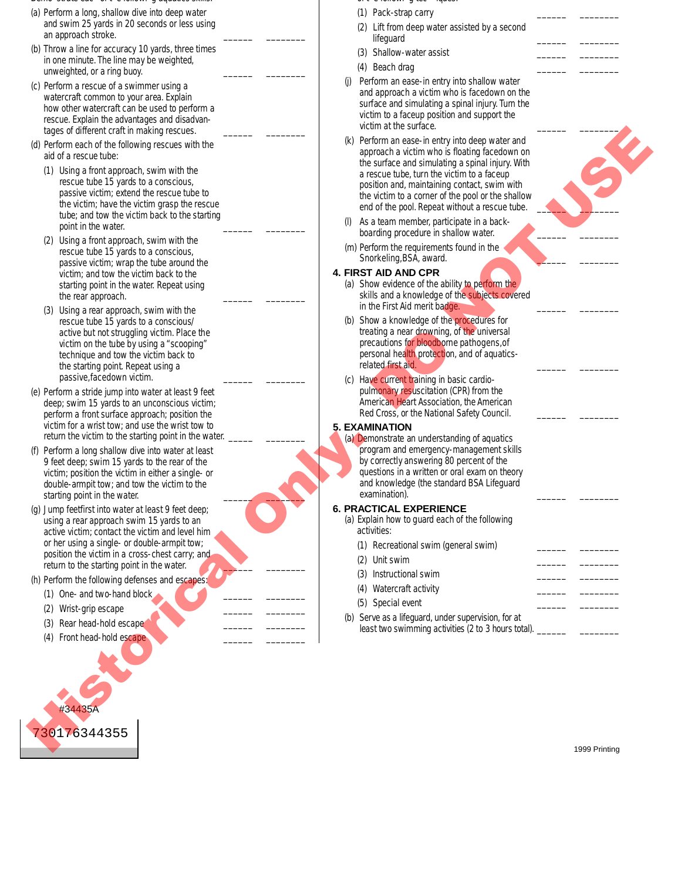(a) Perform a long, shallow dive into deep water and swim 25 yards in 20 seconds or less using an approach stroke. ______ ________

(b) Throw a line for accuracy 10 yards, three times in one minute. The line may be weighted, unweighted, or a ring buoy. ______ ________

(c) Perform a rescue of a swimmer using a watercraft common to your area. Explain how other watercraft can be used to perform a rescue. Explain the advantages and disadvantages of different craft in making rescues. ______ ________

(d) Perform each of the following rescues with the aid of a rescue tube:

(1) Using a front approach, swim with the rescue tube 15 yards to a conscious, passive victim; extend the rescue tube to the victim; have the victim grasp the rescue tube; and tow the victim back to the starting point in the water. ______ ________

(2) Using a front approach, swim with the rescue tube 15 yards to a conscious, passive victim; wrap the tube around the victim; and tow the victim back to the starting point in the water. Repeat using the rear approach. ______ ________

(3) Using a rear approach, swim with the rescue tube 15 yards to a conscious/active but not struggling victim. Place the victim on the tube by using a "scooping" technique and tow the victim back to the starting point. Repeat using a passive,facedown victim. ______ ________

(e) Perform a stride jump into water at least 9 feet deep; swim 15 yards to an unconscious victim; perform a front surface approach; position the victim for a wrist tow; and use the wrist tow to return the victim to the starting point in the water. ______ ________

(f) Perform a long shallow dive into water at least 9 feet deep; swim 15 yards to the rear of the victim; position the victim in either a single- or double-armpit tow; and tow the victim to the starting point in the water. ______ ________

(g) Jump feetfirst into water at least 9 feet deep; using a rear approach swim 15 yards to an active victim; contact the victim and level him or her using a single- or double-armpit tow; position the victim in a cross-chest carry; and return to the starting point in the water. ______ ________

(h) Perform the following defenses and escapes:

(1) One- and two-hand block ______ ________

(2) Wrist-grip escape ______ ________

(3) Rear head-hold escape ______ ________

(4) Front head-hold escape ______ ________

(1) Pack-strap carry ______ ________

(2) Lift from deep water assisted by a second lifeguard ______ ________

(3) Shallow-water assist ______ ________

(4) Beach drag ______ ________

(j) Perform an ease-in entry into shallow water and approach a victim who is facedown on the surface and simulating a spinal injury. Turn the victim to a faceup position and support the victim at the surface. ______ ________

(k) Perform an ease-in entry into deep water and approach a victim who is floating facedown on the surface and simulating a spinal injury. With a rescue tube, turn the victim to a faceup position and, maintaining contact, swim with the victim to a corner of the pool or the shallow end of the pool. Repeat without a rescue tube. ______ ________

(l) As a team member, participate in a backboarding procedure in shallow water. ______ ________

(m) Perform the requirements found in the Snorkeling,BSA, award. ______ ________

**4. FIRST AID AND CPR**

(a) Show evidence of the ability to perform the skills and a knowledge of the subjects covered in the First Aid merit badge. ______ ________

(b) Show a knowledge of the procedures for treating a near drowning, of the universal precautions for bloodborne pathogens,of personal health protection, and of aquatics-related first aid. ______ ________

(c) Have current training in basic cardiopulmonary resuscitation (CPR) from the American Heart Association, the American Red Cross, or the National Safety Council. ______ ________

**5. EXAMINATION**

(a) Demonstrate an understanding of aquatics program and emergency-management skills by correctly answering 80 percent of the questions in a written or oral exam on theory and knowledge (the standard BSA Lifeguard examination). ______ ________

**6. PRACTICAL EXPERIENCE**

(a) Explain how to guard each of the following activities:

(1) Recreational swim (general swim) ______ ________

(2) Unit swim ______ ________

(3) Instructional swim ______ ________

(4) Watercraft activity ______ ________

(5) Special event ______ ________

(b) Serve as a lifeguard, under supervision, for at least two swimming activities (2 to 3 hours total). ______ ________

#34435A

730176344355

1999 Printing